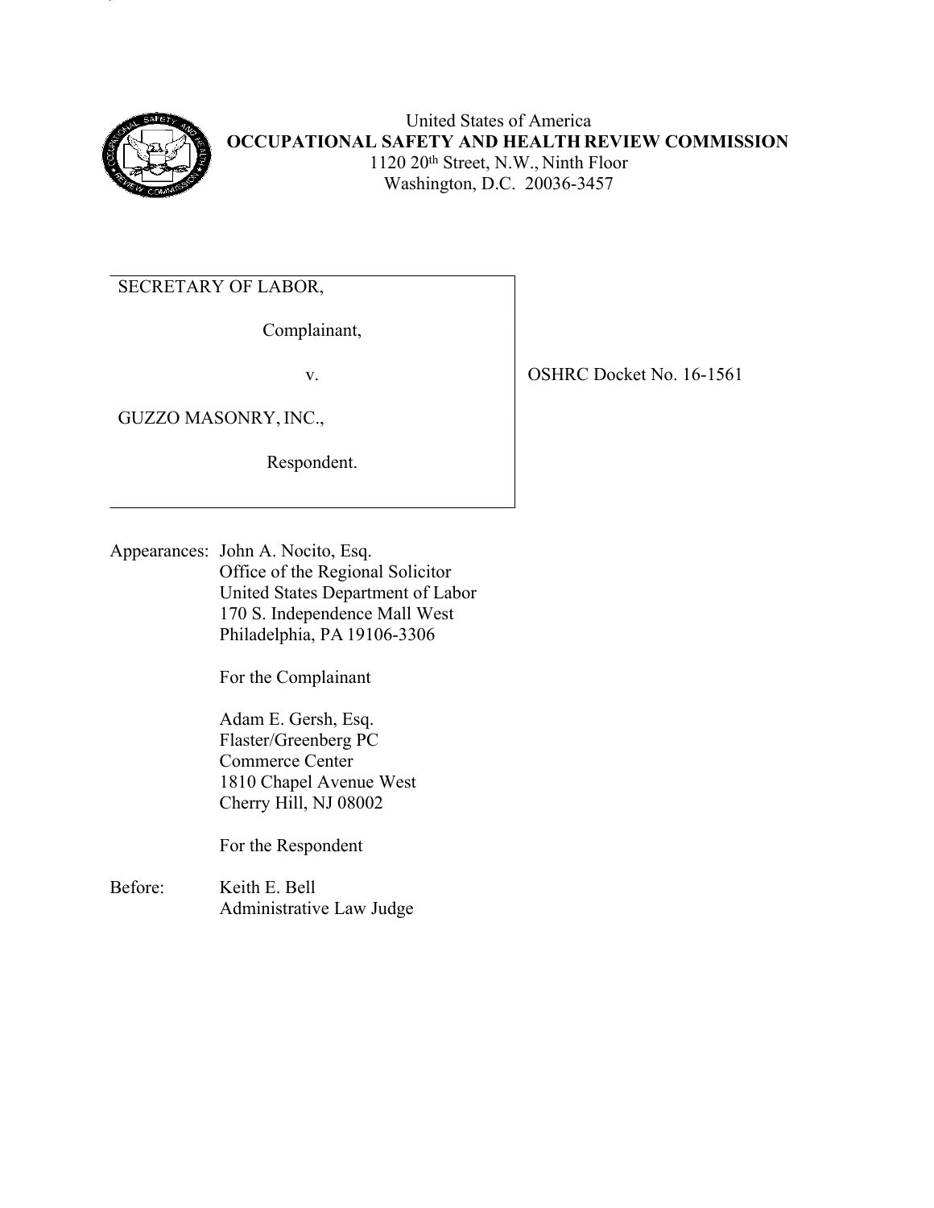United States of America
**OCCUPATIONAL SAFETY AND HEALTH REVIEW COMMISSION**
1120 20th Street, N.W., Ninth Floor
Washington, D.C. 20036-3457

| | |
|---|---|
| SECRETARY OF LABOR,<br><br>Complainant,<br><br>v.<br><br>GUZZO MASONRY, INC.,<br><br>Respondent. | OSHRC Docket No. 16-1561 |

Appearances: John A. Nocito, Esq.
Office of the Regional Solicitor
United States Department of Labor
170 S. Independence Mall West
Philadelphia, PA 19106-3306

For the Complainant

Adam E. Gersh, Esq.
Flaster/Greenberg PC
Commerce Center
1810 Chapel Avenue West
Cherry Hill, NJ 08002

For the Respondent

Before: Keith E. Bell
Administrative Law Judge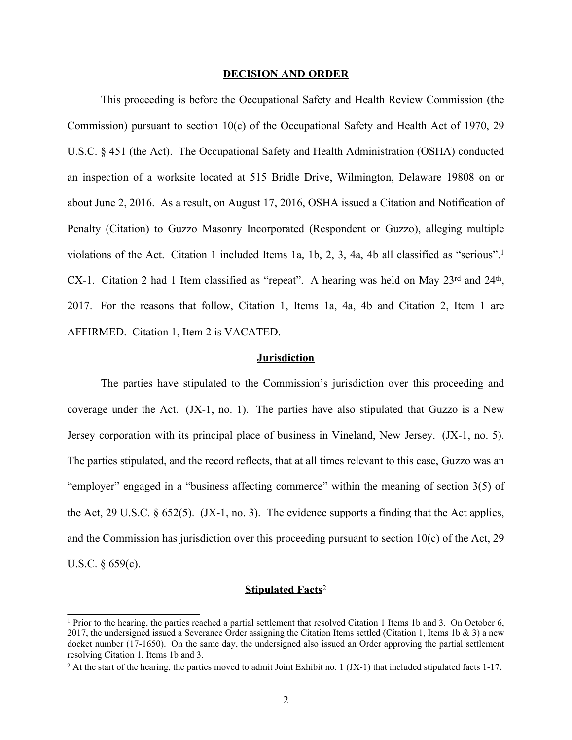## DECISION AND ORDER

This proceeding is before the Occupational Safety and Health Review Commission (the Commission) pursuant to section 10(c) of the Occupational Safety and Health Act of 1970, 29 U.S.C. § 451 (the Act). The Occupational Safety and Health Administration (OSHA) conducted an inspection of a worksite located at 515 Bridle Drive, Wilmington, Delaware 19808 on or about June 2, 2016. As a result, on August 17, 2016, OSHA issued a Citation and Notification of Penalty (Citation) to Guzzo Masonry Incorporated (Respondent or Guzzo), alleging multiple violations of the Act. Citation 1 included Items 1a, 1b, 2, 3, 4a, 4b all classified as "serious".[1] CX-1. Citation 2 had 1 Item classified as "repeat". A hearing was held on May 23rd and 24th, 2017. For the reasons that follow, Citation 1, Items 1a, 4a, 4b and Citation 2, Item 1 are AFFIRMED. Citation 1, Item 2 is VACATED.

## Jurisdiction

The parties have stipulated to the Commission's jurisdiction over this proceeding and coverage under the Act. (JX-1, no. 1). The parties have also stipulated that Guzzo is a New Jersey corporation with its principal place of business in Vineland, New Jersey. (JX-1, no. 5). The parties stipulated, and the record reflects, that at all times relevant to this case, Guzzo was an "employer" engaged in a "business affecting commerce" within the meaning of section 3(5) of the Act, 29 U.S.C. § 652(5). (JX-1, no. 3). The evidence supports a finding that the Act applies, and the Commission has jurisdiction over this proceeding pursuant to section 10(c) of the Act, 29 U.S.C. § 659(c).

## Stipulated Facts[2]

---

[1] Prior to the hearing, the parties reached a partial settlement that resolved Citation 1 Items 1b and 3. On October 6, 2017, the undersigned issued a Severance Order assigning the Citation Items settled (Citation 1, Items 1b & 3) a new docket number (17-1650). On the same day, the undersigned also issued an Order approving the partial settlement resolving Citation 1, Items 1b and 3.

[2] At the start of the hearing, the parties moved to admit Joint Exhibit no. 1 (JX-1) that included stipulated facts 1-17.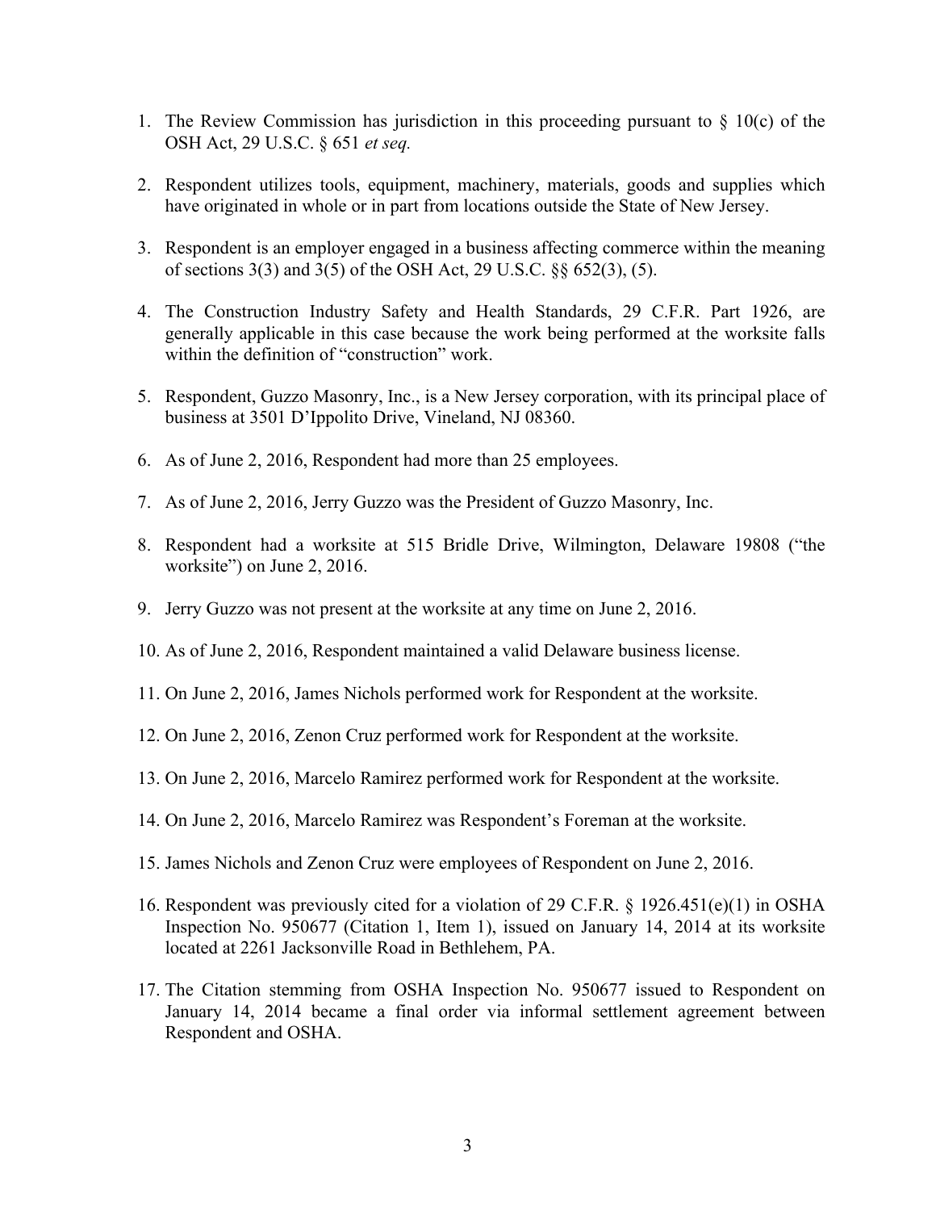1. The Review Commission has jurisdiction in this proceeding pursuant to § 10(c) of the OSH Act, 29 U.S.C. § 651 *et seq.*

2. Respondent utilizes tools, equipment, machinery, materials, goods and supplies which have originated in whole or in part from locations outside the State of New Jersey.

3. Respondent is an employer engaged in a business affecting commerce within the meaning of sections 3(3) and 3(5) of the OSH Act, 29 U.S.C. §§ 652(3), (5).

4. The Construction Industry Safety and Health Standards, 29 C.F.R. Part 1926, are generally applicable in this case because the work being performed at the worksite falls within the definition of "construction" work.

5. Respondent, Guzzo Masonry, Inc., is a New Jersey corporation, with its principal place of business at 3501 D'Ippolito Drive, Vineland, NJ 08360.

6. As of June 2, 2016, Respondent had more than 25 employees.

7. As of June 2, 2016, Jerry Guzzo was the President of Guzzo Masonry, Inc.

8. Respondent had a worksite at 515 Bridle Drive, Wilmington, Delaware 19808 ("the worksite") on June 2, 2016.

9. Jerry Guzzo was not present at the worksite at any time on June 2, 2016.

10. As of June 2, 2016, Respondent maintained a valid Delaware business license.

11. On June 2, 2016, James Nichols performed work for Respondent at the worksite.

12. On June 2, 2016, Zenon Cruz performed work for Respondent at the worksite.

13. On June 2, 2016, Marcelo Ramirez performed work for Respondent at the worksite.

14. On June 2, 2016, Marcelo Ramirez was Respondent's Foreman at the worksite.

15. James Nichols and Zenon Cruz were employees of Respondent on June 2, 2016.

16. Respondent was previously cited for a violation of 29 C.F.R. § 1926.451(e)(1) in OSHA Inspection No. 950677 (Citation 1, Item 1), issued on January 14, 2014 at its worksite located at 2261 Jacksonville Road in Bethlehem, PA.

17. The Citation stemming from OSHA Inspection No. 950677 issued to Respondent on January 14, 2014 became a final order via informal settlement agreement between Respondent and OSHA.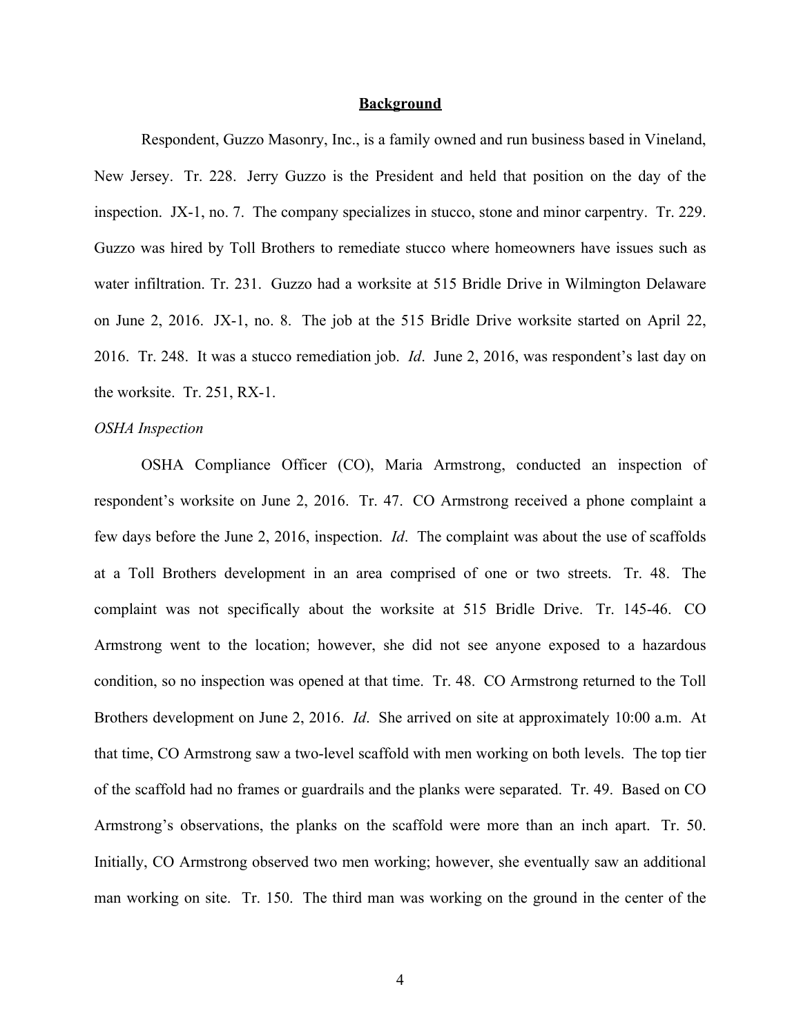## **Background**

Respondent, Guzzo Masonry, Inc., is a family owned and run business based in Vineland, New Jersey. Tr. 228. Jerry Guzzo is the President and held that position on the day of the inspection. JX-1, no. 7. The company specializes in stucco, stone and minor carpentry. Tr. 229. Guzzo was hired by Toll Brothers to remediate stucco where homeowners have issues such as water infiltration. Tr. 231. Guzzo had a worksite at 515 Bridle Drive in Wilmington Delaware on June 2, 2016. JX-1, no. 8. The job at the 515 Bridle Drive worksite started on April 22, 2016. Tr. 248. It was a stucco remediation job. *Id*. June 2, 2016, was respondent's last day on the worksite. Tr. 251, RX-1.

*OSHA Inspection*

OSHA Compliance Officer (CO), Maria Armstrong, conducted an inspection of respondent's worksite on June 2, 2016. Tr. 47. CO Armstrong received a phone complaint a few days before the June 2, 2016, inspection. *Id*. The complaint was about the use of scaffolds at a Toll Brothers development in an area comprised of one or two streets. Tr. 48. The complaint was not specifically about the worksite at 515 Bridle Drive. Tr. 145-46. CO Armstrong went to the location; however, she did not see anyone exposed to a hazardous condition, so no inspection was opened at that time. Tr. 48. CO Armstrong returned to the Toll Brothers development on June 2, 2016. *Id*. She arrived on site at approximately 10:00 a.m. At that time, CO Armstrong saw a two-level scaffold with men working on both levels. The top tier of the scaffold had no frames or guardrails and the planks were separated. Tr. 49. Based on CO Armstrong's observations, the planks on the scaffold were more than an inch apart. Tr. 50. Initially, CO Armstrong observed two men working; however, she eventually saw an additional man working on site. Tr. 150. The third man was working on the ground in the center of the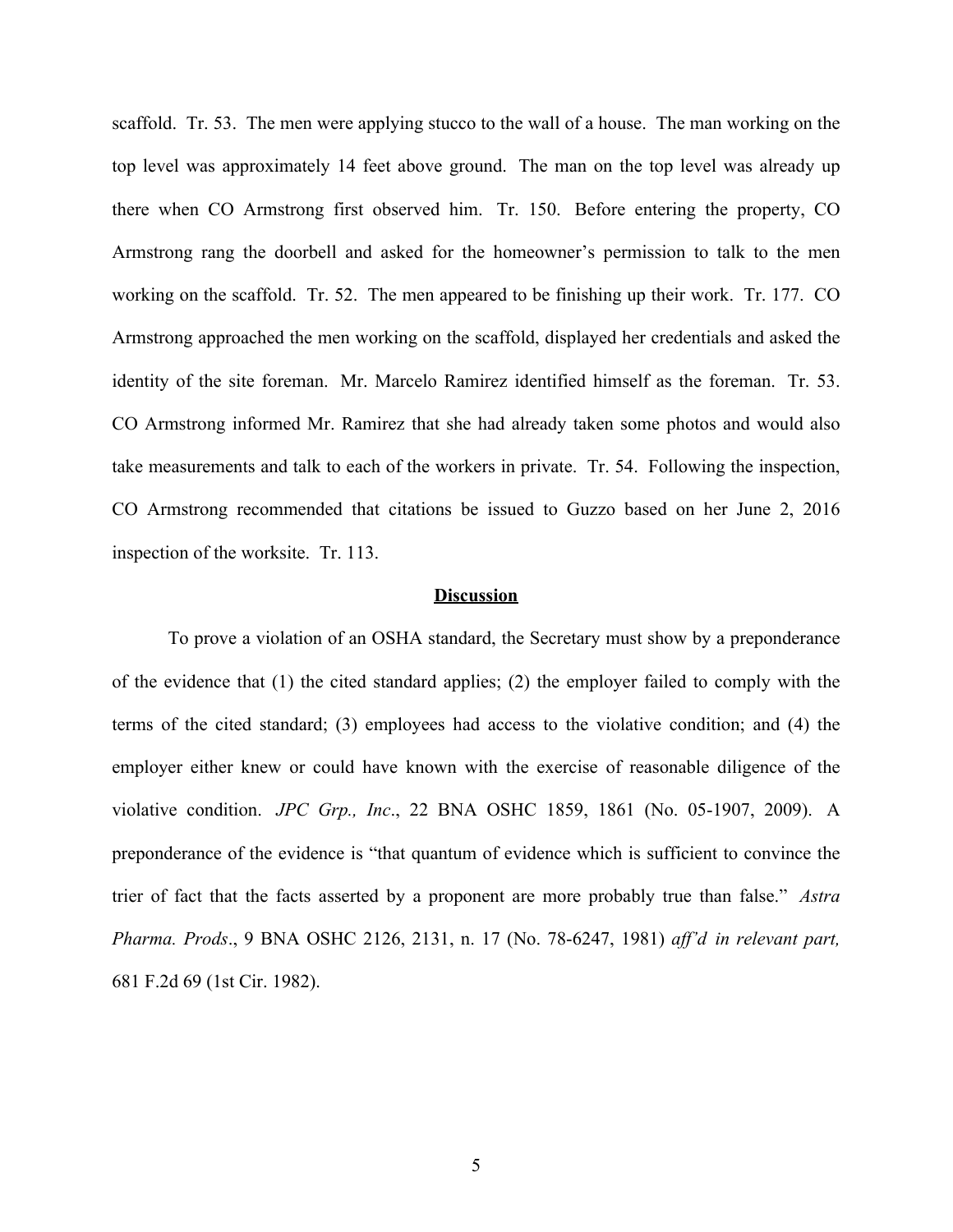scaffold. Tr. 53. The men were applying stucco to the wall of a house. The man working on the top level was approximately 14 feet above ground. The man on the top level was already up there when CO Armstrong first observed him. Tr. 150. Before entering the property, CO Armstrong rang the doorbell and asked for the homeowner's permission to talk to the men working on the scaffold. Tr. 52. The men appeared to be finishing up their work. Tr. 177. CO Armstrong approached the men working on the scaffold, displayed her credentials and asked the identity of the site foreman. Mr. Marcelo Ramirez identified himself as the foreman. Tr. 53. CO Armstrong informed Mr. Ramirez that she had already taken some photos and would also take measurements and talk to each of the workers in private. Tr. 54. Following the inspection, CO Armstrong recommended that citations be issued to Guzzo based on her June 2, 2016 inspection of the worksite. Tr. 113.

## **Discussion**

To prove a violation of an OSHA standard, the Secretary must show by a preponderance of the evidence that (1) the cited standard applies; (2) the employer failed to comply with the terms of the cited standard; (3) employees had access to the violative condition; and (4) the employer either knew or could have known with the exercise of reasonable diligence of the violative condition. *JPC Grp., Inc*., 22 BNA OSHC 1859, 1861 (No. 05-1907, 2009). A preponderance of the evidence is "that quantum of evidence which is sufficient to convince the trier of fact that the facts asserted by a proponent are more probably true than false." *Astra Pharma. Prods*., 9 BNA OSHC 2126, 2131, n. 17 (No. 78-6247, 1981) *aff'd in relevant part,* 681 F.2d 69 (1st Cir. 1982).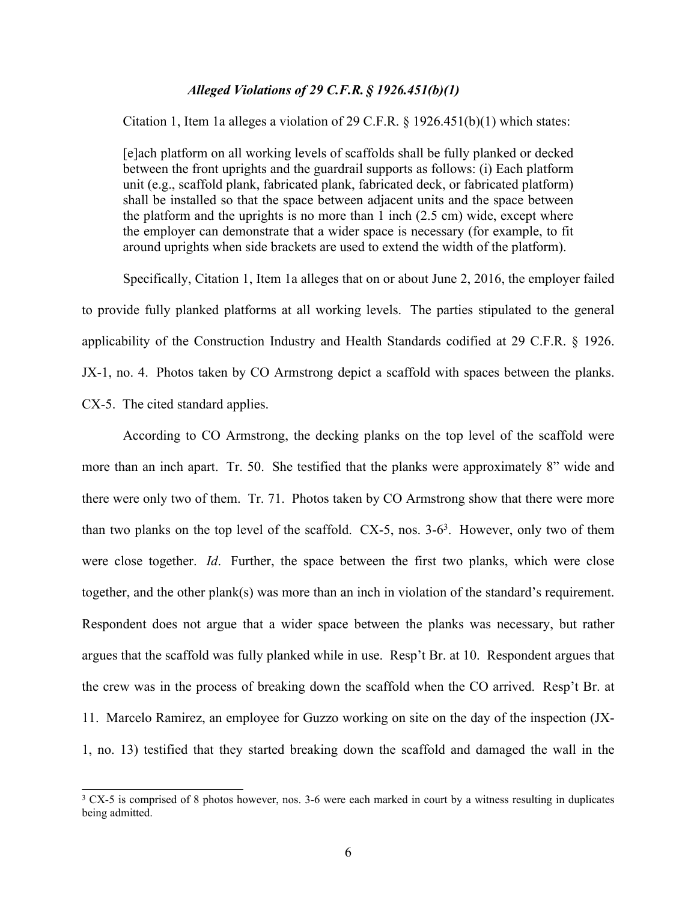### *Alleged Violations of 29 C.F.R. § 1926.451(b)(1)*

Citation 1, Item 1a alleges a violation of 29 C.F.R. § 1926.451(b)(1) which states:

> [e]ach platform on all working levels of scaffolds shall be fully planked or decked between the front uprights and the guardrail supports as follows: (i) Each platform unit (e.g., scaffold plank, fabricated plank, fabricated deck, or fabricated platform) shall be installed so that the space between adjacent units and the space between the platform and the uprights is no more than 1 inch (2.5 cm) wide, except where the employer can demonstrate that a wider space is necessary (for example, to fit around uprights when side brackets are used to extend the width of the platform).

Specifically, Citation 1, Item 1a alleges that on or about June 2, 2016, the employer failed to provide fully planked platforms at all working levels. The parties stipulated to the general applicability of the Construction Industry and Health Standards codified at 29 C.F.R. § 1926. JX-1, no. 4. Photos taken by CO Armstrong depict a scaffold with spaces between the planks. CX-5. The cited standard applies.

According to CO Armstrong, the decking planks on the top level of the scaffold were more than an inch apart. Tr. 50. She testified that the planks were approximately 8" wide and there were only two of them. Tr. 71. Photos taken by CO Armstrong show that there were more than two planks on the top level of the scaffold. CX-5, nos. 3-6[3]. However, only two of them were close together. *Id*. Further, the space between the first two planks, which were close together, and the other plank(s) was more than an inch in violation of the standard's requirement. Respondent does not argue that a wider space between the planks was necessary, but rather argues that the scaffold was fully planked while in use. Resp't Br. at 10. Respondent argues that the crew was in the process of breaking down the scaffold when the CO arrived. Resp't Br. at 11. Marcelo Ramirez, an employee for Guzzo working on site on the day of the inspection (JX-1, no. 13) testified that they started breaking down the scaffold and damaged the wall in the

[3] CX-5 is comprised of 8 photos however, nos. 3-6 were each marked in court by a witness resulting in duplicates being admitted.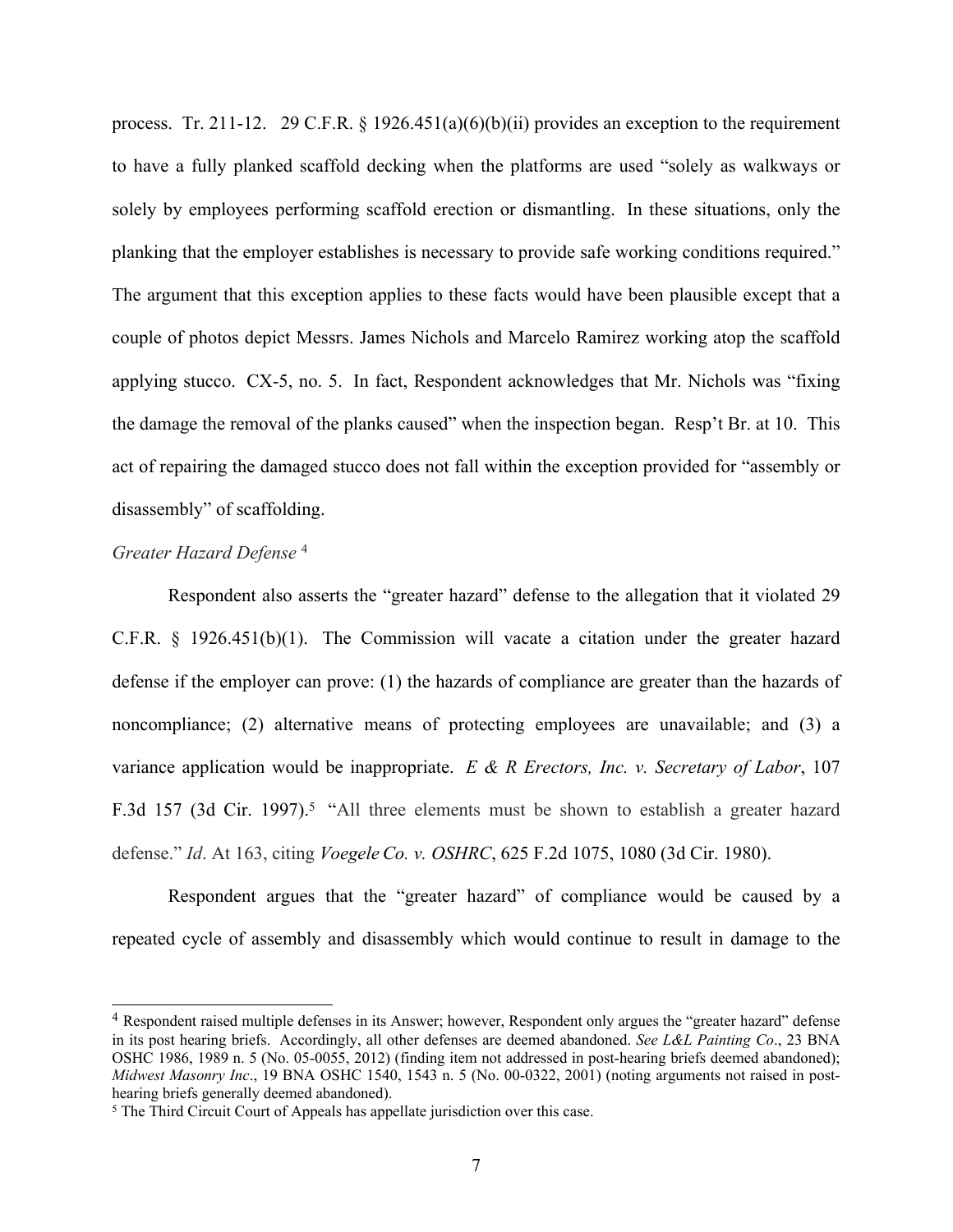process. Tr. 211-12. 29 C.F.R. § 1926.451(a)(6)(b)(ii) provides an exception to the requirement to have a fully planked scaffold decking when the platforms are used "solely as walkways or solely by employees performing scaffold erection or dismantling. In these situations, only the planking that the employer establishes is necessary to provide safe working conditions required." The argument that this exception applies to these facts would have been plausible except that a couple of photos depict Messrs. James Nichols and Marcelo Ramirez working atop the scaffold applying stucco. CX-5, no. 5. In fact, Respondent acknowledges that Mr. Nichols was "fixing the damage the removal of the planks caused" when the inspection began. Resp't Br. at 10. This act of repairing the damaged stucco does not fall within the exception provided for "assembly or disassembly" of scaffolding.

*Greater Hazard Defense* [4]

Respondent also asserts the "greater hazard" defense to the allegation that it violated 29 C.F.R. § 1926.451(b)(1). The Commission will vacate a citation under the greater hazard defense if the employer can prove: (1) the hazards of compliance are greater than the hazards of noncompliance; (2) alternative means of protecting employees are unavailable; and (3) a variance application would be inappropriate. *E & R Erectors, Inc. v. Secretary of Labor*, 107 F.3d 157 (3d Cir. 1997).[5] "All three elements must be shown to establish a greater hazard defense." *Id*. At 163, citing *Voegele Co. v. OSHRC*, 625 F.2d 1075, 1080 (3d Cir. 1980).

Respondent argues that the "greater hazard" of compliance would be caused by a repeated cycle of assembly and disassembly which would continue to result in damage to the

---

[4] Respondent raised multiple defenses in its Answer; however, Respondent only argues the "greater hazard" defense in its post hearing briefs. Accordingly, all other defenses are deemed abandoned. *See L&L Painting Co*., 23 BNA OSHC 1986, 1989 n. 5 (No. 05-0055, 2012) (finding item not addressed in post-hearing briefs deemed abandoned); *Midwest Masonry Inc*., 19 BNA OSHC 1540, 1543 n. 5 (No. 00-0322, 2001) (noting arguments not raised in post-hearing briefs generally deemed abandoned).

[5] The Third Circuit Court of Appeals has appellate jurisdiction over this case.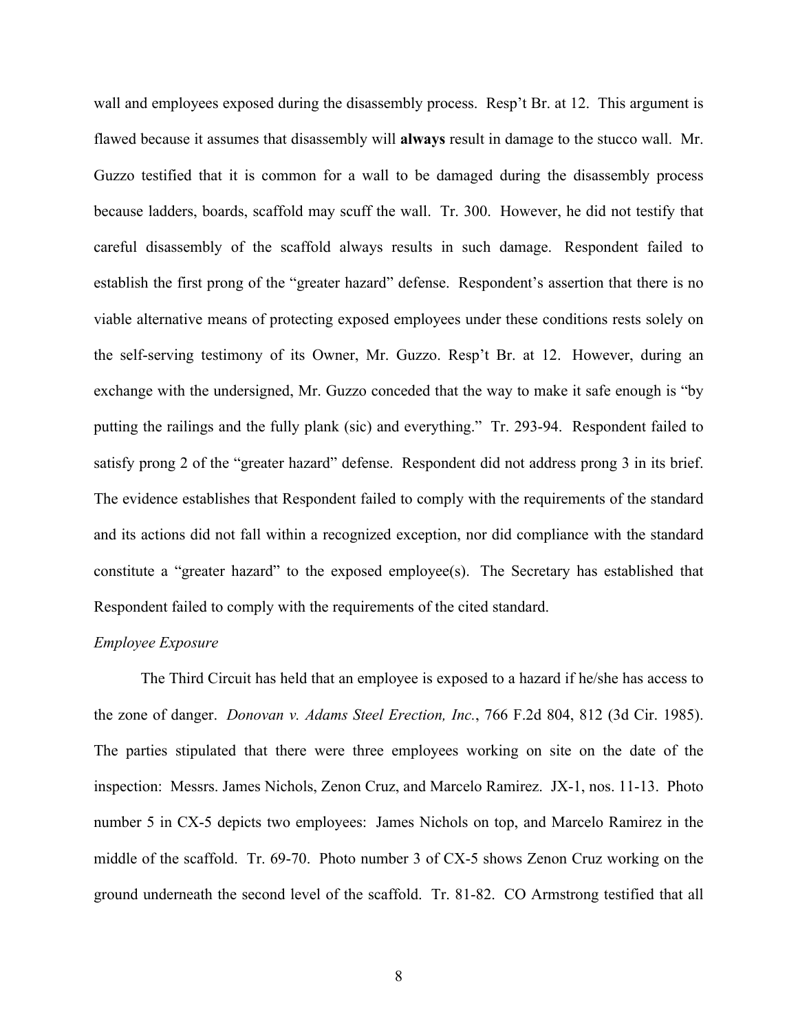wall and employees exposed during the disassembly process. Resp't Br. at 12. This argument is flawed because it assumes that disassembly will **always** result in damage to the stucco wall. Mr. Guzzo testified that it is common for a wall to be damaged during the disassembly process because ladders, boards, scaffold may scuff the wall. Tr. 300. However, he did not testify that careful disassembly of the scaffold always results in such damage. Respondent failed to establish the first prong of the "greater hazard" defense. Respondent's assertion that there is no viable alternative means of protecting exposed employees under these conditions rests solely on the self-serving testimony of its Owner, Mr. Guzzo. Resp't Br. at 12. However, during an exchange with the undersigned, Mr. Guzzo conceded that the way to make it safe enough is "by putting the railings and the fully plank (sic) and everything." Tr. 293-94. Respondent failed to satisfy prong 2 of the "greater hazard" defense. Respondent did not address prong 3 in its brief. The evidence establishes that Respondent failed to comply with the requirements of the standard and its actions did not fall within a recognized exception, nor did compliance with the standard constitute a "greater hazard" to the exposed employee(s). The Secretary has established that Respondent failed to comply with the requirements of the cited standard.

*Employee Exposure*

The Third Circuit has held that an employee is exposed to a hazard if he/she has access to the zone of danger. *Donovan v. Adams Steel Erection, Inc.*, 766 F.2d 804, 812 (3d Cir. 1985). The parties stipulated that there were three employees working on site on the date of the inspection: Messrs. James Nichols, Zenon Cruz, and Marcelo Ramirez. JX-1, nos. 11-13. Photo number 5 in CX-5 depicts two employees: James Nichols on top, and Marcelo Ramirez in the middle of the scaffold. Tr. 69-70. Photo number 3 of CX-5 shows Zenon Cruz working on the ground underneath the second level of the scaffold. Tr. 81-82. CO Armstrong testified that all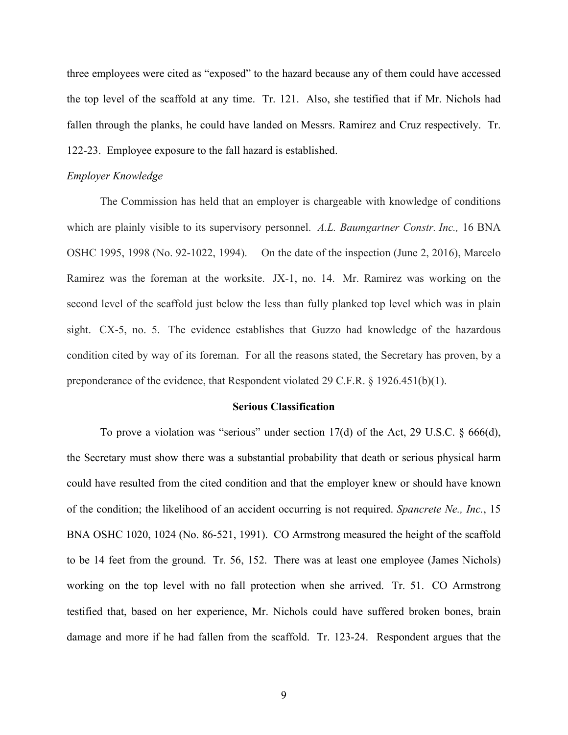three employees were cited as "exposed" to the hazard because any of them could have accessed the top level of the scaffold at any time. Tr. 121. Also, she testified that if Mr. Nichols had fallen through the planks, he could have landed on Messrs. Ramirez and Cruz respectively. Tr. 122-23. Employee exposure to the fall hazard is established.

*Employer Knowledge*

The Commission has held that an employer is chargeable with knowledge of conditions which are plainly visible to its supervisory personnel. *A.L. Baumgartner Constr. Inc.,* 16 BNA OSHC 1995, 1998 (No. 92-1022, 1994). On the date of the inspection (June 2, 2016), Marcelo Ramirez was the foreman at the worksite. JX-1, no. 14. Mr. Ramirez was working on the second level of the scaffold just below the less than fully planked top level which was in plain sight. CX-5, no. 5. The evidence establishes that Guzzo had knowledge of the hazardous condition cited by way of its foreman. For all the reasons stated, the Secretary has proven, by a preponderance of the evidence, that Respondent violated 29 C.F.R. § 1926.451(b)(1).

**Serious Classification**

To prove a violation was "serious" under section 17(d) of the Act, 29 U.S.C. § 666(d), the Secretary must show there was a substantial probability that death or serious physical harm could have resulted from the cited condition and that the employer knew or should have known of the condition; the likelihood of an accident occurring is not required. *Spancrete Ne., Inc.*, 15 BNA OSHC 1020, 1024 (No. 86-521, 1991). CO Armstrong measured the height of the scaffold to be 14 feet from the ground. Tr. 56, 152. There was at least one employee (James Nichols) working on the top level with no fall protection when she arrived. Tr. 51. CO Armstrong testified that, based on her experience, Mr. Nichols could have suffered broken bones, brain damage and more if he had fallen from the scaffold. Tr. 123-24. Respondent argues that the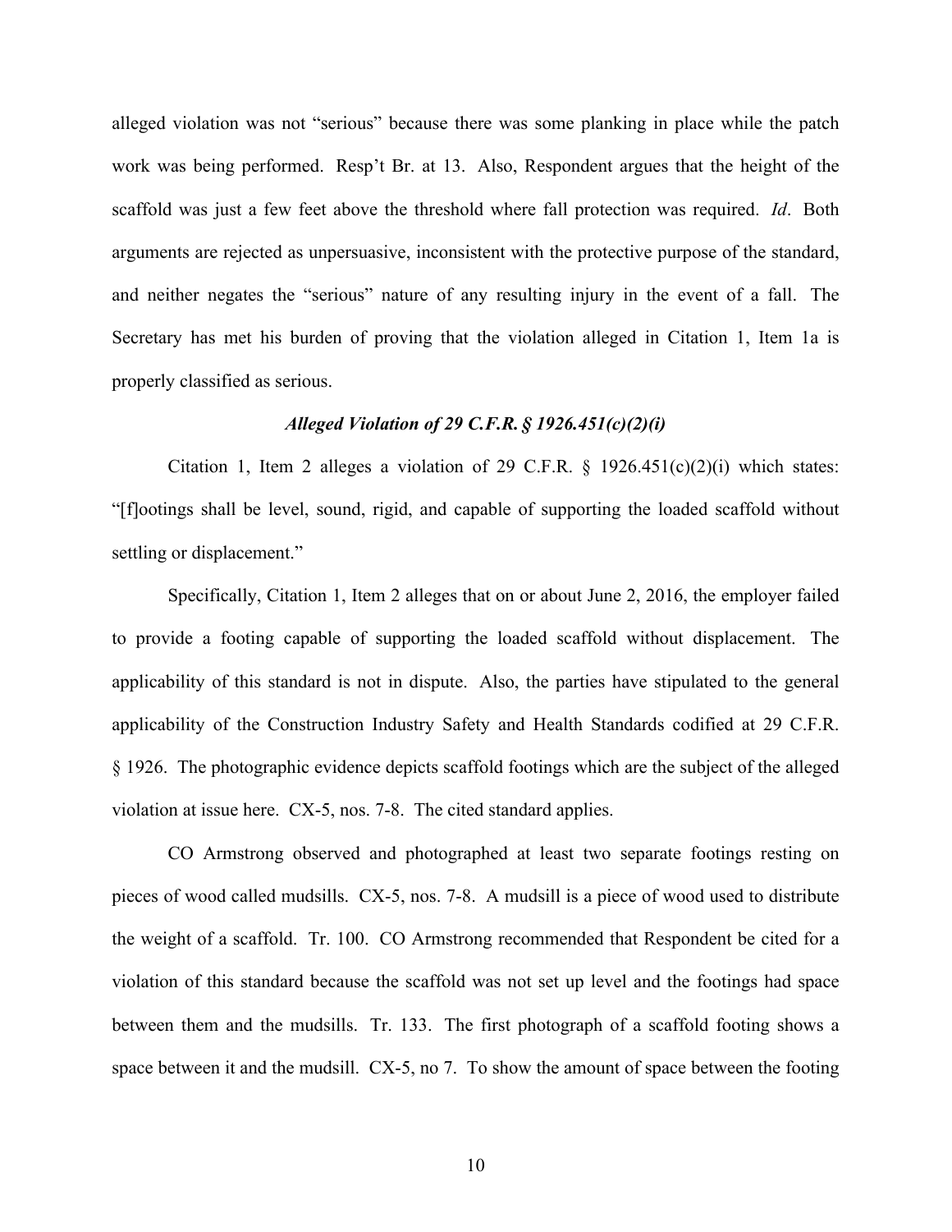alleged violation was not "serious" because there was some planking in place while the patch work was being performed. Resp't Br. at 13. Also, Respondent argues that the height of the scaffold was just a few feet above the threshold where fall protection was required. *Id*. Both arguments are rejected as unpersuasive, inconsistent with the protective purpose of the standard, and neither negates the "serious" nature of any resulting injury in the event of a fall. The Secretary has met his burden of proving that the violation alleged in Citation 1, Item 1a is properly classified as serious.

### *Alleged Violation of 29 C.F.R. § 1926.451(c)(2)(i)*

Citation 1, Item 2 alleges a violation of 29 C.F.R. § 1926.451(c)(2)(i) which states: "[f]ootings shall be level, sound, rigid, and capable of supporting the loaded scaffold without settling or displacement."

Specifically, Citation 1, Item 2 alleges that on or about June 2, 2016, the employer failed to provide a footing capable of supporting the loaded scaffold without displacement. The applicability of this standard is not in dispute. Also, the parties have stipulated to the general applicability of the Construction Industry Safety and Health Standards codified at 29 C.F.R. § 1926. The photographic evidence depicts scaffold footings which are the subject of the alleged violation at issue here. CX-5, nos. 7-8. The cited standard applies.

CO Armstrong observed and photographed at least two separate footings resting on pieces of wood called mudsills. CX-5, nos. 7-8. A mudsill is a piece of wood used to distribute the weight of a scaffold. Tr. 100. CO Armstrong recommended that Respondent be cited for a violation of this standard because the scaffold was not set up level and the footings had space between them and the mudsills. Tr. 133. The first photograph of a scaffold footing shows a space between it and the mudsill. CX-5, no 7. To show the amount of space between the footing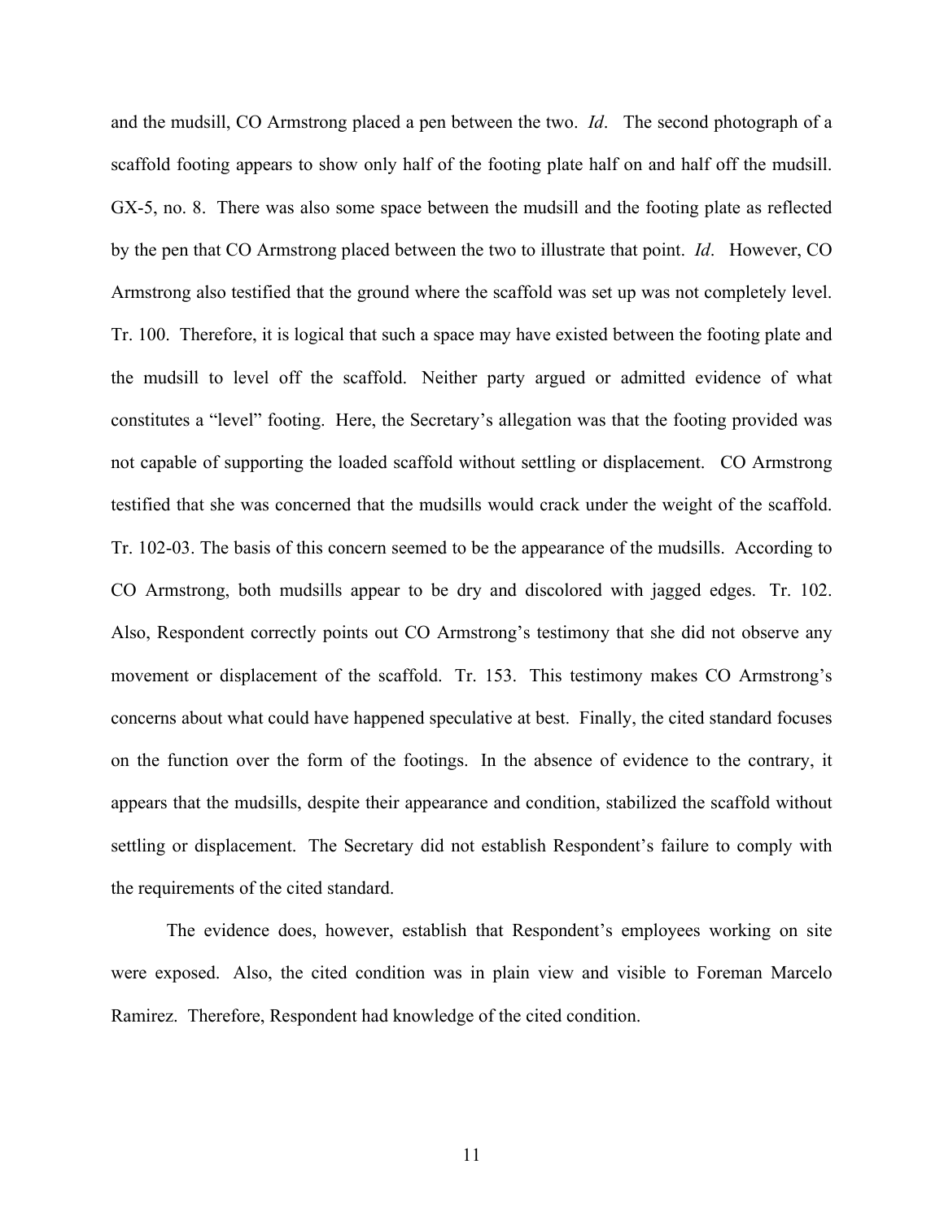and the mudsill, CO Armstrong placed a pen between the two. *Id*. The second photograph of a scaffold footing appears to show only half of the footing plate half on and half off the mudsill. GX-5, no. 8. There was also some space between the mudsill and the footing plate as reflected by the pen that CO Armstrong placed between the two to illustrate that point. *Id*. However, CO Armstrong also testified that the ground where the scaffold was set up was not completely level. Tr. 100. Therefore, it is logical that such a space may have existed between the footing plate and the mudsill to level off the scaffold. Neither party argued or admitted evidence of what constitutes a "level" footing. Here, the Secretary's allegation was that the footing provided was not capable of supporting the loaded scaffold without settling or displacement. CO Armstrong testified that she was concerned that the mudsills would crack under the weight of the scaffold. Tr. 102-03. The basis of this concern seemed to be the appearance of the mudsills. According to CO Armstrong, both mudsills appear to be dry and discolored with jagged edges. Tr. 102. Also, Respondent correctly points out CO Armstrong's testimony that she did not observe any movement or displacement of the scaffold. Tr. 153. This testimony makes CO Armstrong's concerns about what could have happened speculative at best. Finally, the cited standard focuses on the function over the form of the footings. In the absence of evidence to the contrary, it appears that the mudsills, despite their appearance and condition, stabilized the scaffold without settling or displacement. The Secretary did not establish Respondent's failure to comply with the requirements of the cited standard.

The evidence does, however, establish that Respondent's employees working on site were exposed. Also, the cited condition was in plain view and visible to Foreman Marcelo Ramirez. Therefore, Respondent had knowledge of the cited condition.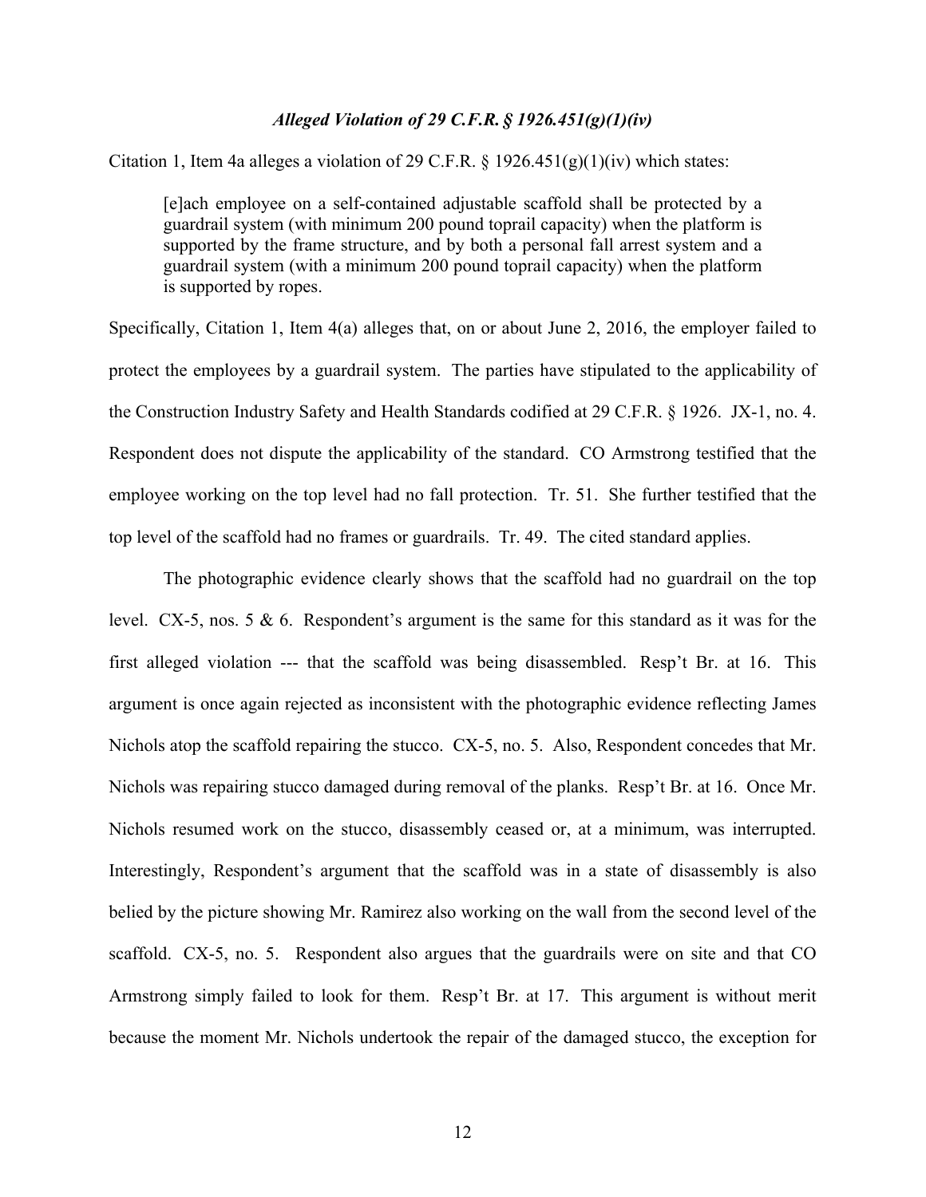### *Alleged Violation of 29 C.F.R. § 1926.451(g)(1)(iv)*

Citation 1, Item 4a alleges a violation of 29 C.F.R. § 1926.451(g)(1)(iv) which states:

> [e]ach employee on a self-contained adjustable scaffold shall be protected by a guardrail system (with minimum 200 pound toprail capacity) when the platform is supported by the frame structure, and by both a personal fall arrest system and a guardrail system (with a minimum 200 pound toprail capacity) when the platform is supported by ropes.

Specifically, Citation 1, Item 4(a) alleges that, on or about June 2, 2016, the employer failed to protect the employees by a guardrail system. The parties have stipulated to the applicability of the Construction Industry Safety and Health Standards codified at 29 C.F.R. § 1926. JX-1, no. 4. Respondent does not dispute the applicability of the standard. CO Armstrong testified that the employee working on the top level had no fall protection. Tr. 51. She further testified that the top level of the scaffold had no frames or guardrails. Tr. 49. The cited standard applies.

The photographic evidence clearly shows that the scaffold had no guardrail on the top level. CX-5, nos. 5 & 6. Respondent's argument is the same for this standard as it was for the first alleged violation --- that the scaffold was being disassembled. Resp't Br. at 16. This argument is once again rejected as inconsistent with the photographic evidence reflecting James Nichols atop the scaffold repairing the stucco. CX-5, no. 5. Also, Respondent concedes that Mr. Nichols was repairing stucco damaged during removal of the planks. Resp't Br. at 16. Once Mr. Nichols resumed work on the stucco, disassembly ceased or, at a minimum, was interrupted. Interestingly, Respondent's argument that the scaffold was in a state of disassembly is also belied by the picture showing Mr. Ramirez also working on the wall from the second level of the scaffold. CX-5, no. 5. Respondent also argues that the guardrails were on site and that CO Armstrong simply failed to look for them. Resp't Br. at 17. This argument is without merit because the moment Mr. Nichols undertook the repair of the damaged stucco, the exception for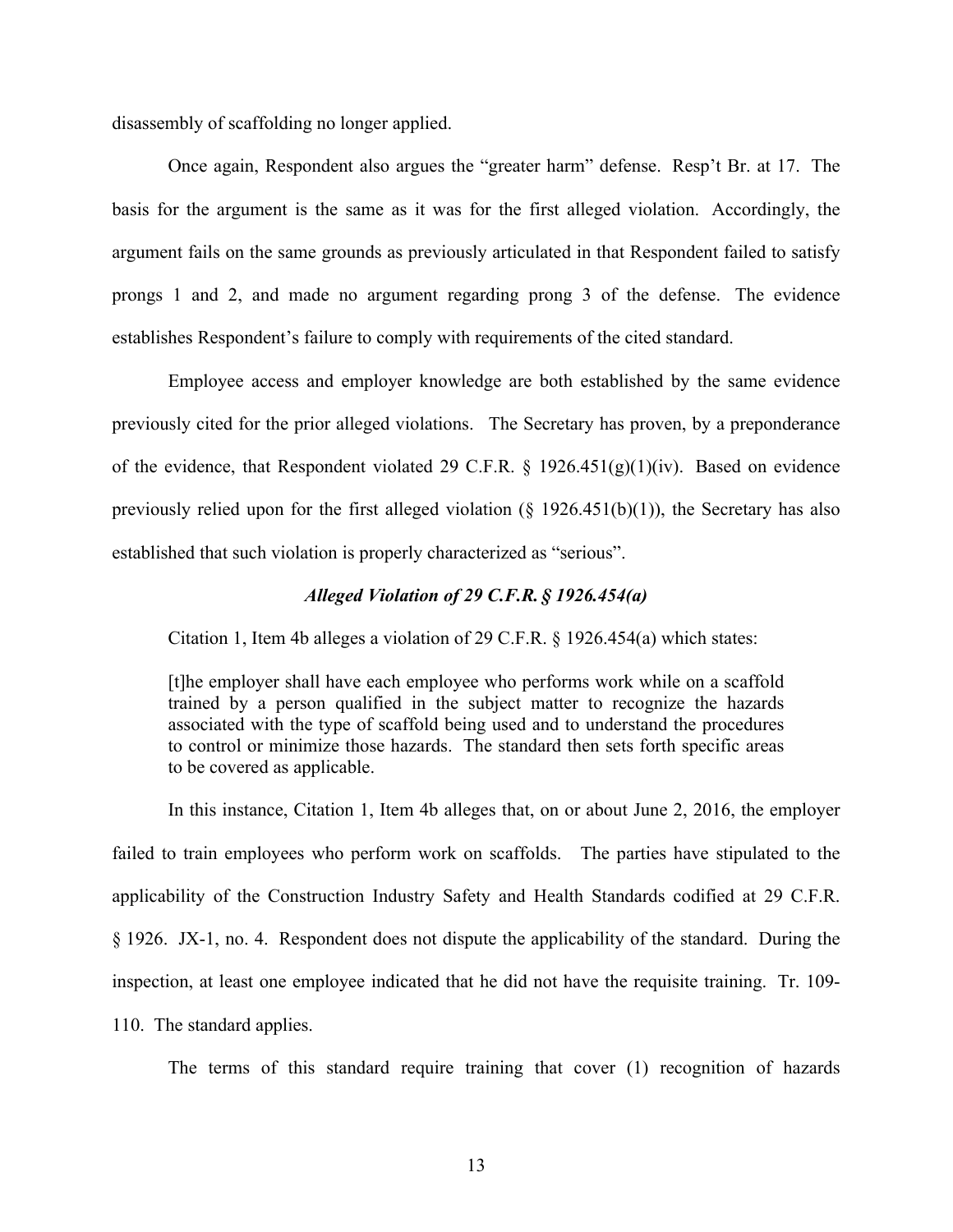disassembly of scaffolding no longer applied.

Once again, Respondent also argues the "greater harm" defense. Resp't Br. at 17. The basis for the argument is the same as it was for the first alleged violation. Accordingly, the argument fails on the same grounds as previously articulated in that Respondent failed to satisfy prongs 1 and 2, and made no argument regarding prong 3 of the defense. The evidence establishes Respondent's failure to comply with requirements of the cited standard.

Employee access and employer knowledge are both established by the same evidence previously cited for the prior alleged violations. The Secretary has proven, by a preponderance of the evidence, that Respondent violated 29 C.F.R. § 1926.451(g)(1)(iv). Based on evidence previously relied upon for the first alleged violation (§ 1926.451(b)(1)), the Secretary has also established that such violation is properly characterized as "serious".

### *Alleged Violation of 29 C.F.R. § 1926.454(a)*

Citation 1, Item 4b alleges a violation of 29 C.F.R. § 1926.454(a) which states:

> [t]he employer shall have each employee who performs work while on a scaffold trained by a person qualified in the subject matter to recognize the hazards associated with the type of scaffold being used and to understand the procedures to control or minimize those hazards. The standard then sets forth specific areas to be covered as applicable.

In this instance, Citation 1, Item 4b alleges that, on or about June 2, 2016, the employer failed to train employees who perform work on scaffolds. The parties have stipulated to the applicability of the Construction Industry Safety and Health Standards codified at 29 C.F.R. § 1926. JX-1, no. 4. Respondent does not dispute the applicability of the standard. During the inspection, at least one employee indicated that he did not have the requisite training. Tr. 109-110. The standard applies.

The terms of this standard require training that cover (1) recognition of hazards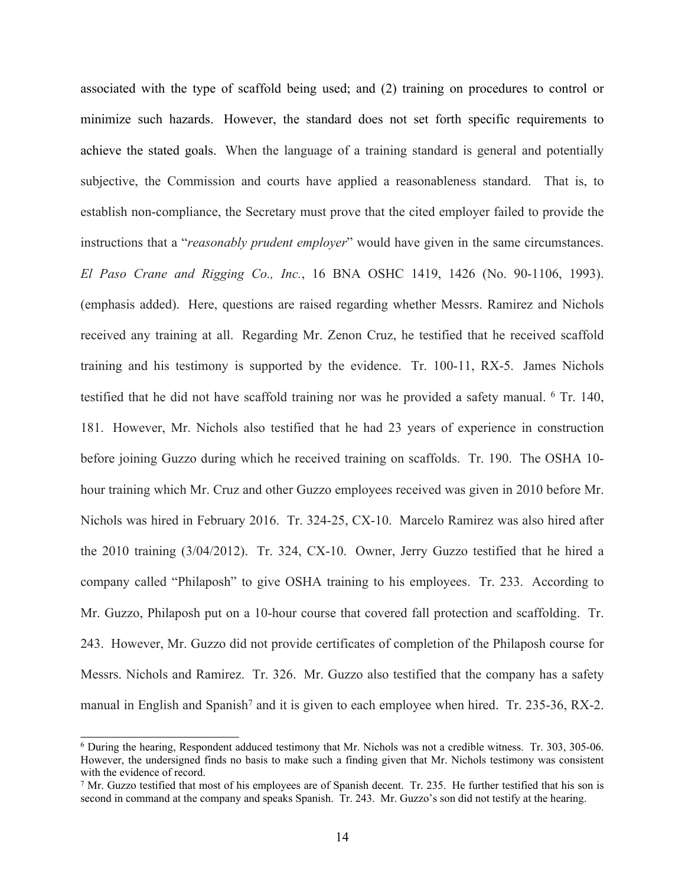associated with the type of scaffold being used; and (2) training on procedures to control or minimize such hazards. However, the standard does not set forth specific requirements to achieve the stated goals. When the language of a training standard is general and potentially subjective, the Commission and courts have applied a reasonableness standard. That is, to establish non-compliance, the Secretary must prove that the cited employer failed to provide the instructions that a "*reasonably prudent employer*" would have given in the same circumstances. *El Paso Crane and Rigging Co., Inc.*, 16 BNA OSHC 1419, 1426 (No. 90-1106, 1993). (emphasis added). Here, questions are raised regarding whether Messrs. Ramirez and Nichols received any training at all. Regarding Mr. Zenon Cruz, he testified that he received scaffold training and his testimony is supported by the evidence. Tr. 100-11, RX-5. James Nichols testified that he did not have scaffold training nor was he provided a safety manual. [6] Tr. 140, 181. However, Mr. Nichols also testified that he had 23 years of experience in construction before joining Guzzo during which he received training on scaffolds. Tr. 190. The OSHA 10-hour training which Mr. Cruz and other Guzzo employees received was given in 2010 before Mr. Nichols was hired in February 2016. Tr. 324-25, CX-10. Marcelo Ramirez was also hired after the 2010 training (3/04/2012). Tr. 324, CX-10. Owner, Jerry Guzzo testified that he hired a company called "Philaposh" to give OSHA training to his employees. Tr. 233. According to Mr. Guzzo, Philaposh put on a 10-hour course that covered fall protection and scaffolding. Tr. 243. However, Mr. Guzzo did not provide certificates of completion of the Philaposh course for Messrs. Nichols and Ramirez. Tr. 326. Mr. Guzzo also testified that the company has a safety manual in English and Spanish[7] and it is given to each employee when hired. Tr. 235-36, RX-2.

---

[6] During the hearing, Respondent adduced testimony that Mr. Nichols was not a credible witness. Tr. 303, 305-06. However, the undersigned finds no basis to make such a finding given that Mr. Nichols testimony was consistent with the evidence of record.

[7] Mr. Guzzo testified that most of his employees are of Spanish decent. Tr. 235. He further testified that his son is second in command at the company and speaks Spanish. Tr. 243. Mr. Guzzo's son did not testify at the hearing.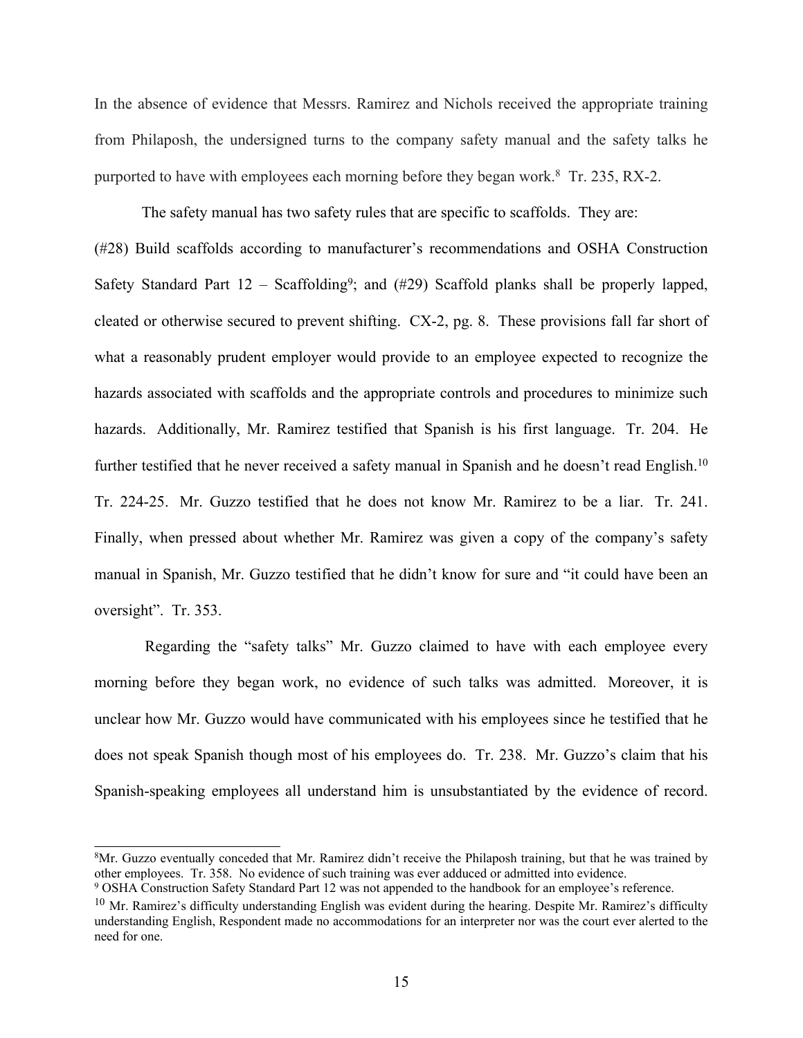In the absence of evidence that Messrs. Ramirez and Nichols received the appropriate training from Philaposh, the undersigned turns to the company safety manual and the safety talks he purported to have with employees each morning before they began work.[8] Tr. 235, RX-2.

The safety manual has two safety rules that are specific to scaffolds. They are: (#28) Build scaffolds according to manufacturer's recommendations and OSHA Construction Safety Standard Part 12 – Scaffolding[9]; and (#29) Scaffold planks shall be properly lapped, cleated or otherwise secured to prevent shifting. CX-2, pg. 8. These provisions fall far short of what a reasonably prudent employer would provide to an employee expected to recognize the hazards associated with scaffolds and the appropriate controls and procedures to minimize such hazards. Additionally, Mr. Ramirez testified that Spanish is his first language. Tr. 204. He further testified that he never received a safety manual in Spanish and he doesn't read English.[10] Tr. 224-25. Mr. Guzzo testified that he does not know Mr. Ramirez to be a liar. Tr. 241. Finally, when pressed about whether Mr. Ramirez was given a copy of the company's safety manual in Spanish, Mr. Guzzo testified that he didn't know for sure and "it could have been an oversight". Tr. 353.

Regarding the "safety talks" Mr. Guzzo claimed to have with each employee every morning before they began work, no evidence of such talks was admitted. Moreover, it is unclear how Mr. Guzzo would have communicated with his employees since he testified that he does not speak Spanish though most of his employees do. Tr. 238. Mr. Guzzo's claim that his Spanish-speaking employees all understand him is unsubstantiated by the evidence of record.

---

[8] Mr. Guzzo eventually conceded that Mr. Ramirez didn't receive the Philaposh training, but that he was trained by other employees. Tr. 358. No evidence of such training was ever adduced or admitted into evidence.

[9] OSHA Construction Safety Standard Part 12 was not appended to the handbook for an employee's reference.

[10] Mr. Ramirez's difficulty understanding English was evident during the hearing. Despite Mr. Ramirez's difficulty understanding English, Respondent made no accommodations for an interpreter nor was the court ever alerted to the need for one.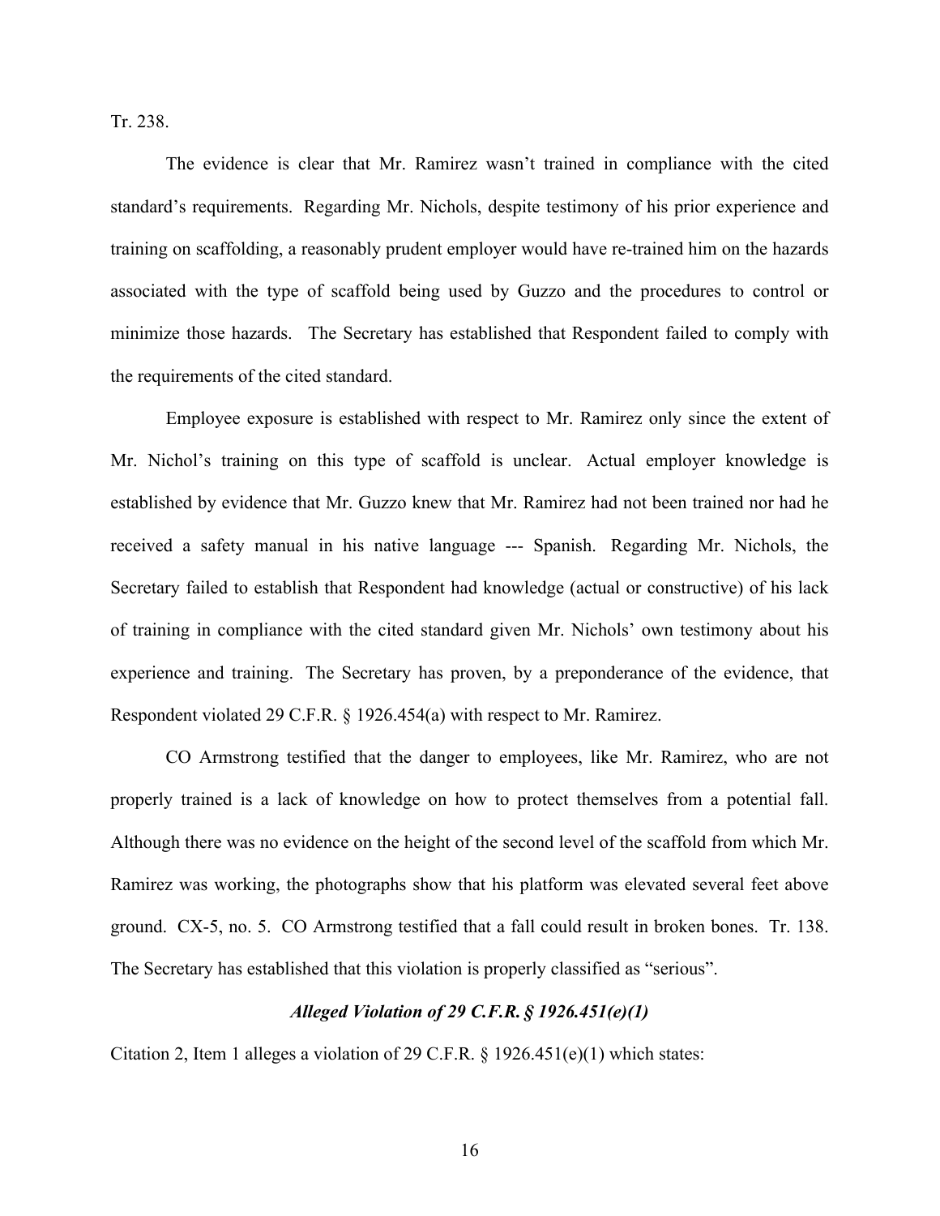Tr. 238.

The evidence is clear that Mr. Ramirez wasn't trained in compliance with the cited standard's requirements. Regarding Mr. Nichols, despite testimony of his prior experience and training on scaffolding, a reasonably prudent employer would have re-trained him on the hazards associated with the type of scaffold being used by Guzzo and the procedures to control or minimize those hazards. The Secretary has established that Respondent failed to comply with the requirements of the cited standard.

Employee exposure is established with respect to Mr. Ramirez only since the extent of Mr. Nichol's training on this type of scaffold is unclear. Actual employer knowledge is established by evidence that Mr. Guzzo knew that Mr. Ramirez had not been trained nor had he received a safety manual in his native language --- Spanish. Regarding Mr. Nichols, the Secretary failed to establish that Respondent had knowledge (actual or constructive) of his lack of training in compliance with the cited standard given Mr. Nichols' own testimony about his experience and training. The Secretary has proven, by a preponderance of the evidence, that Respondent violated 29 C.F.R. § 1926.454(a) with respect to Mr. Ramirez.

CO Armstrong testified that the danger to employees, like Mr. Ramirez, who are not properly trained is a lack of knowledge on how to protect themselves from a potential fall. Although there was no evidence on the height of the second level of the scaffold from which Mr. Ramirez was working, the photographs show that his platform was elevated several feet above ground. CX-5, no. 5. CO Armstrong testified that a fall could result in broken bones. Tr. 138. The Secretary has established that this violation is properly classified as "serious".

### *Alleged Violation of 29 C.F.R. § 1926.451(e)(1)*

Citation 2, Item 1 alleges a violation of 29 C.F.R. § 1926.451(e)(1) which states: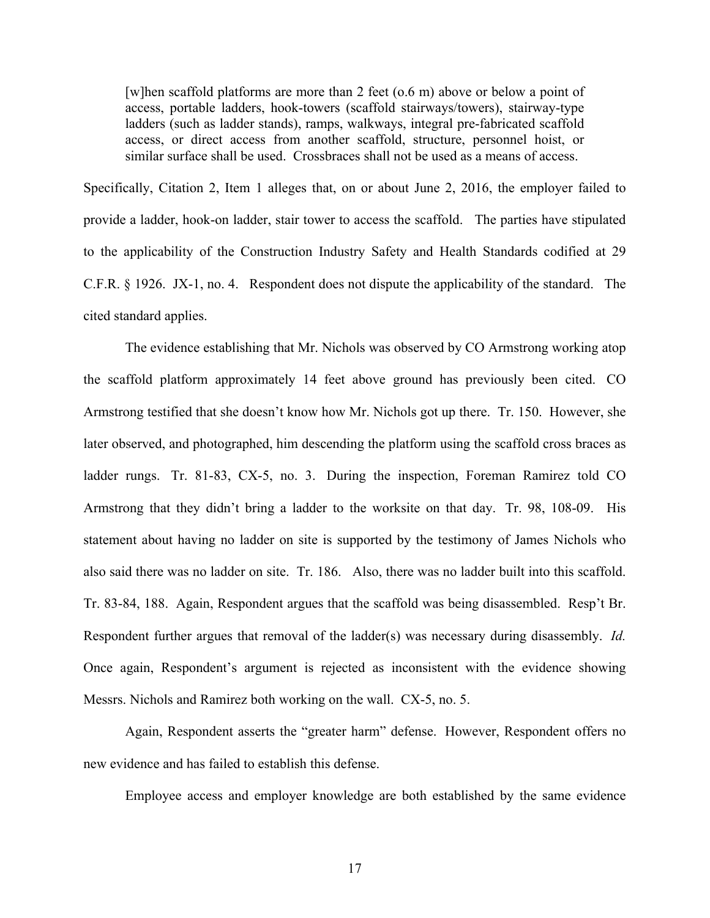> [w]hen scaffold platforms are more than 2 feet (o.6 m) above or below a point of access, portable ladders, hook-towers (scaffold stairways/towers), stairway-type ladders (such as ladder stands), ramps, walkways, integral pre-fabricated scaffold access, or direct access from another scaffold, structure, personnel hoist, or similar surface shall be used. Crossbraces shall not be used as a means of access.

Specifically, Citation 2, Item 1 alleges that, on or about June 2, 2016, the employer failed to provide a ladder, hook-on ladder, stair tower to access the scaffold. The parties have stipulated to the applicability of the Construction Industry Safety and Health Standards codified at 29 C.F.R. § 1926. JX-1, no. 4. Respondent does not dispute the applicability of the standard. The cited standard applies.

The evidence establishing that Mr. Nichols was observed by CO Armstrong working atop the scaffold platform approximately 14 feet above ground has previously been cited. CO Armstrong testified that she doesn't know how Mr. Nichols got up there. Tr. 150. However, she later observed, and photographed, him descending the platform using the scaffold cross braces as ladder rungs. Tr. 81-83, CX-5, no. 3. During the inspection, Foreman Ramirez told CO Armstrong that they didn't bring a ladder to the worksite on that day. Tr. 98, 108-09. His statement about having no ladder on site is supported by the testimony of James Nichols who also said there was no ladder on site. Tr. 186. Also, there was no ladder built into this scaffold. Tr. 83-84, 188. Again, Respondent argues that the scaffold was being disassembled. Resp't Br. Respondent further argues that removal of the ladder(s) was necessary during disassembly. *Id.* Once again, Respondent's argument is rejected as inconsistent with the evidence showing Messrs. Nichols and Ramirez both working on the wall. CX-5, no. 5.

Again, Respondent asserts the "greater harm" defense. However, Respondent offers no new evidence and has failed to establish this defense.

Employee access and employer knowledge are both established by the same evidence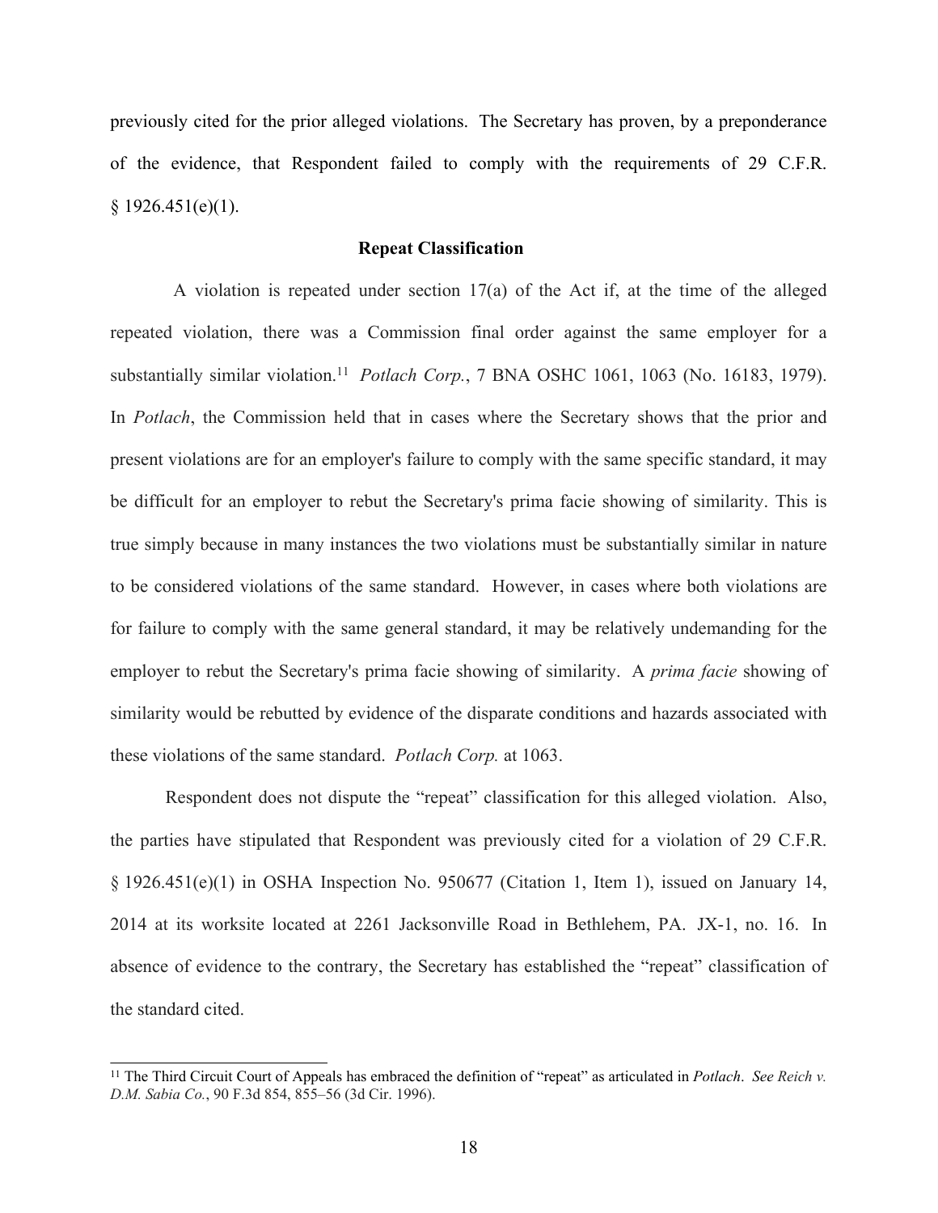previously cited for the prior alleged violations. The Secretary has proven, by a preponderance of the evidence, that Respondent failed to comply with the requirements of 29 C.F.R. § 1926.451(e)(1).

### Repeat Classification

A violation is repeated under section 17(a) of the Act if, at the time of the alleged repeated violation, there was a Commission final order against the same employer for a substantially similar violation.[11] *Potlach Corp.*, 7 BNA OSHC 1061, 1063 (No. 16183, 1979). In *Potlach*, the Commission held that in cases where the Secretary shows that the prior and present violations are for an employer's failure to comply with the same specific standard, it may be difficult for an employer to rebut the Secretary's prima facie showing of similarity. This is true simply because in many instances the two violations must be substantially similar in nature to be considered violations of the same standard. However, in cases where both violations are for failure to comply with the same general standard, it may be relatively undemanding for the employer to rebut the Secretary's prima facie showing of similarity. A *prima facie* showing of similarity would be rebutted by evidence of the disparate conditions and hazards associated with these violations of the same standard. *Potlach Corp.* at 1063.

Respondent does not dispute the "repeat" classification for this alleged violation. Also, the parties have stipulated that Respondent was previously cited for a violation of 29 C.F.R. § 1926.451(e)(1) in OSHA Inspection No. 950677 (Citation 1, Item 1), issued on January 14, 2014 at its worksite located at 2261 Jacksonville Road in Bethlehem, PA. JX-1, no. 16. In absence of evidence to the contrary, the Secretary has established the "repeat" classification of the standard cited.

---

[11] The Third Circuit Court of Appeals has embraced the definition of "repeat" as articulated in *Potlach*. *See Reich v. D.M. Sabia Co.*, 90 F.3d 854, 855–56 (3d Cir. 1996).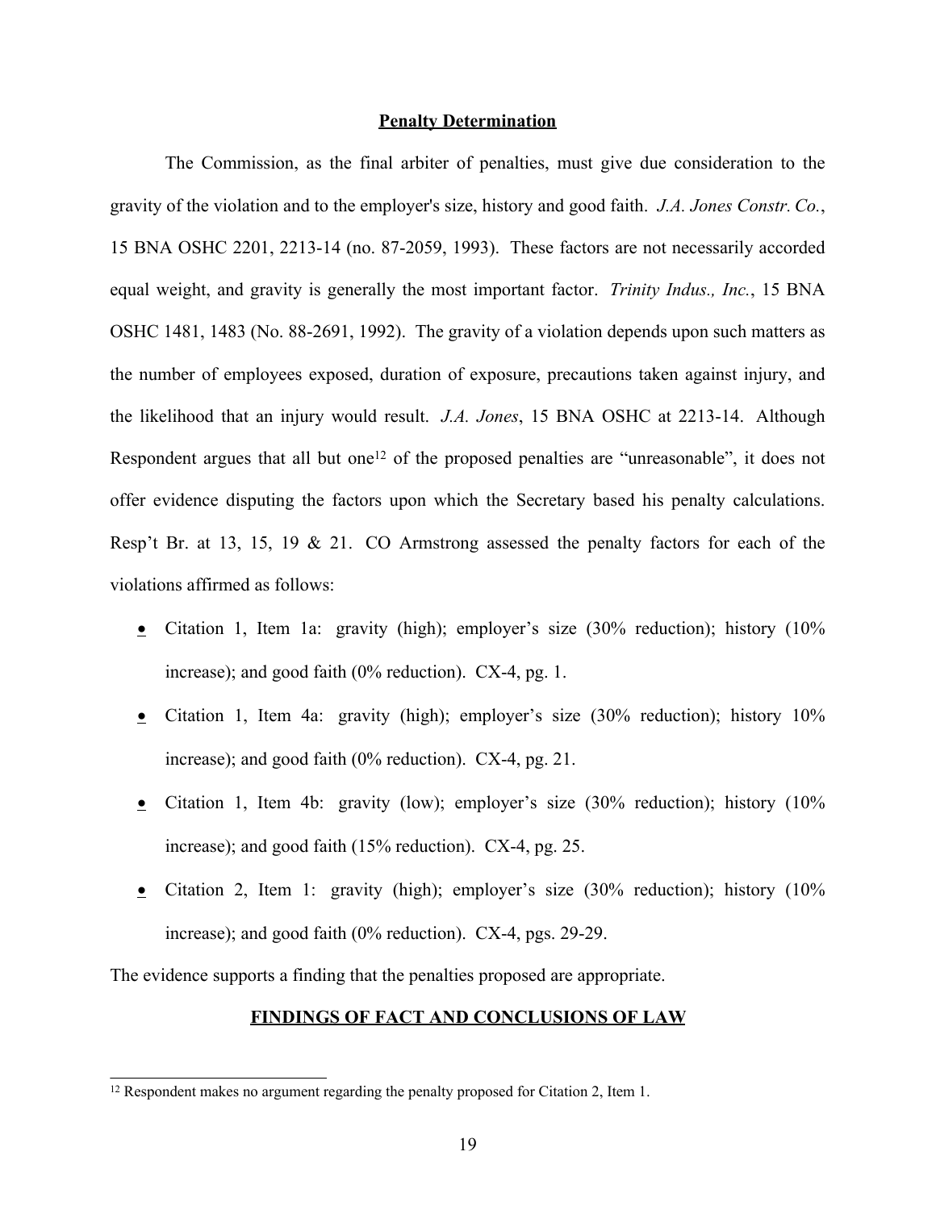## Penalty Determination

The Commission, as the final arbiter of penalties, must give due consideration to the gravity of the violation and to the employer's size, history and good faith. *J.A. Jones Constr. Co.*, 15 BNA OSHC 2201, 2213-14 (no. 87-2059, 1993). These factors are not necessarily accorded equal weight, and gravity is generally the most important factor. *Trinity Indus., Inc.*, 15 BNA OSHC 1481, 1483 (No. 88-2691, 1992). The gravity of a violation depends upon such matters as the number of employees exposed, duration of exposure, precautions taken against injury, and the likelihood that an injury would result. *J.A. Jones*, 15 BNA OSHC at 2213-14. Although Respondent argues that all but one[12] of the proposed penalties are "unreasonable", it does not offer evidence disputing the factors upon which the Secretary based his penalty calculations. Resp't Br. at 13, 15, 19 & 21. CO Armstrong assessed the penalty factors for each of the violations affirmed as follows:

- Citation 1, Item 1a: gravity (high); employer's size (30% reduction); history (10% increase); and good faith (0% reduction). CX-4, pg. 1.
- Citation 1, Item 4a: gravity (high); employer's size (30% reduction); history 10% increase); and good faith (0% reduction). CX-4, pg. 21.
- Citation 1, Item 4b: gravity (low); employer's size (30% reduction); history (10% increase); and good faith (15% reduction). CX-4, pg. 25.
- Citation 2, Item 1: gravity (high); employer's size (30% reduction); history (10% increase); and good faith (0% reduction). CX-4, pgs. 29-29.

The evidence supports a finding that the penalties proposed are appropriate.

## FINDINGS OF FACT AND CONCLUSIONS OF LAW

[12] Respondent makes no argument regarding the penalty proposed for Citation 2, Item 1.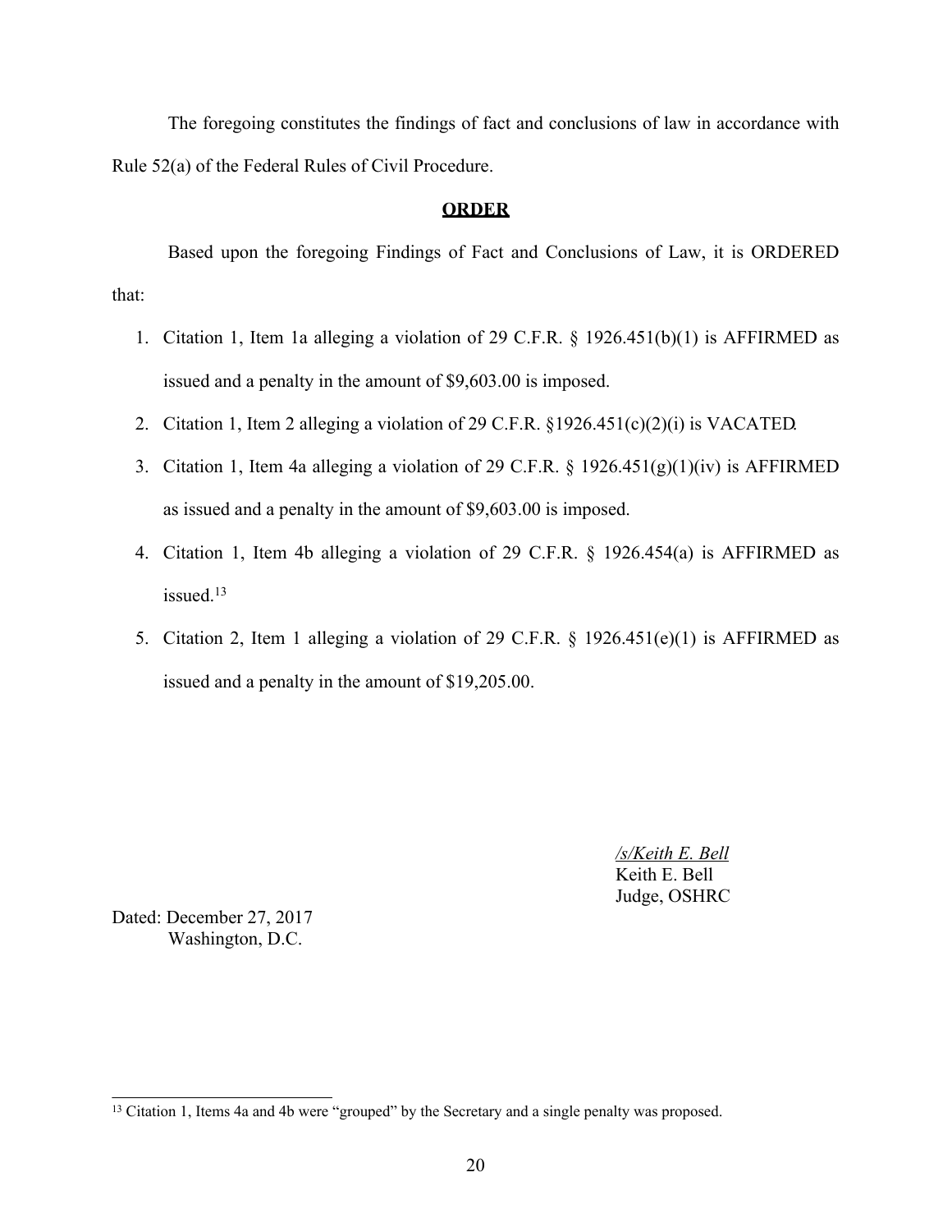The foregoing constitutes the findings of fact and conclusions of law in accordance with Rule 52(a) of the Federal Rules of Civil Procedure.

## ORDER

Based upon the foregoing Findings of Fact and Conclusions of Law, it is ORDERED that:

1. Citation 1, Item 1a alleging a violation of 29 C.F.R. § 1926.451(b)(1) is AFFIRMED as issued and a penalty in the amount of $9,603.00 is imposed.
2. Citation 1, Item 2 alleging a violation of 29 C.F.R. §1926.451(c)(2)(i) is VACATED.
3. Citation 1, Item 4a alleging a violation of 29 C.F.R. § 1926.451(g)(1)(iv) is AFFIRMED as issued and a penalty in the amount of $9,603.00 is imposed.
4. Citation 1, Item 4b alleging a violation of 29 C.F.R. § 1926.454(a) is AFFIRMED as issued.[13]
5. Citation 2, Item 1 alleging a violation of 29 C.F.R. § 1926.451(e)(1) is AFFIRMED as issued and a penalty in the amount of $19,205.00.

*/s/Keith E. Bell*
Keith E. Bell
Judge, OSHRC

Dated: December 27, 2017
Washington, D.C.

[13] Citation 1, Items 4a and 4b were "grouped" by the Secretary and a single penalty was proposed.